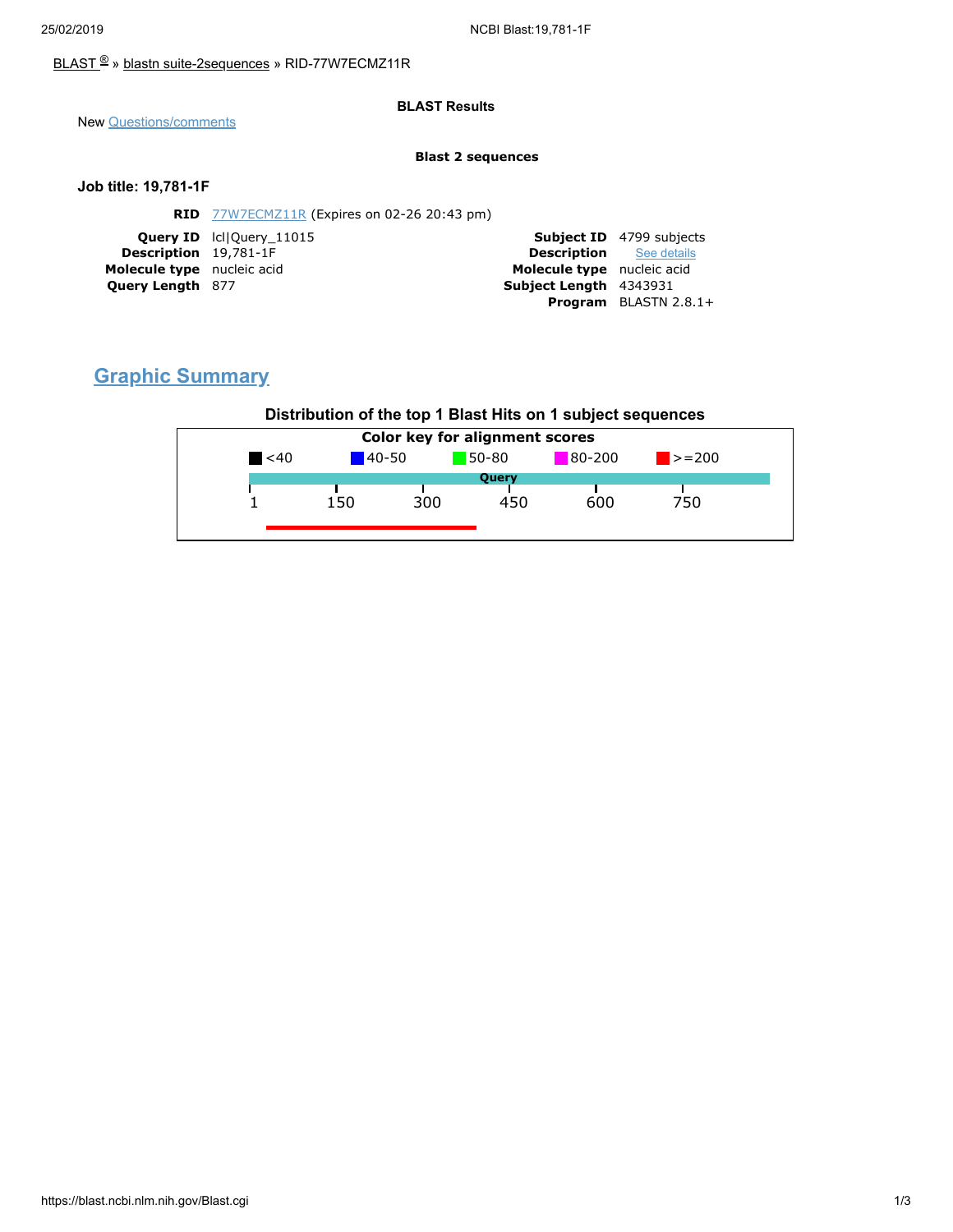BLAST ® » blastn suite-2sequences » RID-77W7ECMZ11R

**BLAST Results**

New Questions/comments

**Blast 2 sequences**

### Job title: 19,781-1F

**RID** 77W7ECMZ11R (Expires on 02-26 20:43 pm)

| | |
|---|---|
| **Query ID** | lcl\|Query_11015 |
| **Description** | 19,781-1F |
| **Molecule type** | nucleic acid |
| **Query Length** | 877 |

| | |
|---|---|
| **Subject ID** | 4799 subjects |
| **Description** | See details |
| **Molecule type** | nucleic acid |
| **Subject Length** | 4343931 |
| **Program** | BLASTN 2.8.1+ |

## Graphic Summary

**Distribution of the top 1 Blast Hits on 1 subject sequences**

**Color key for alignment scores**

<40 | 40-50 | 50-80 | 80-200 | >=200

Query

1 150 300 450 600 750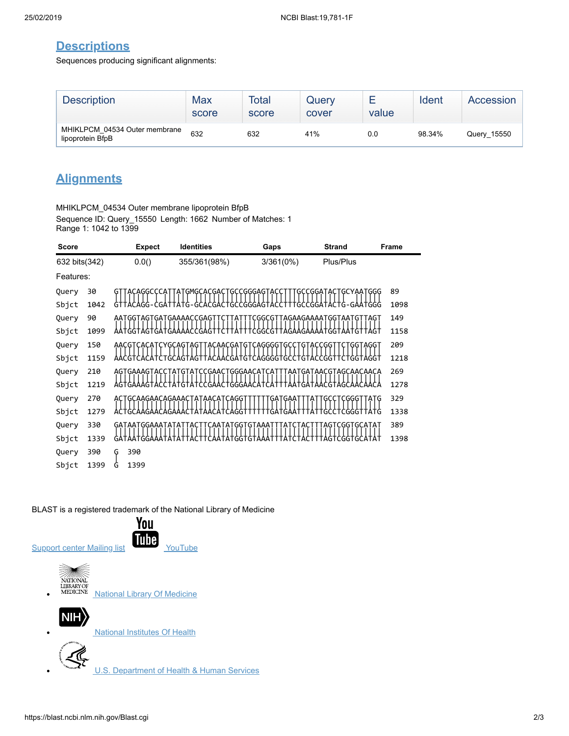## Descriptions

Sequences producing significant alignments:

| Description | Max score | Total score | Query cover | E value | Ident | Accession |
|---|---|---|---|---|---|---|
| MHIKLPCM_04534 Outer membrane lipoprotein BfpB | 632 | 632 | 41% | 0.0 | 98.34% | Query_15550 |

## Alignments

MHIKLPCM_04534 Outer membrane lipoprotein BfpB
Sequence ID: Query_15550 Length: 1662 Number of Matches: 1
Range 1: 1042 to 1399

| Score | Expect | Identities | Gaps | Strand | Frame |
|---|---|---|---|---|---|
| 632 bits(342) | 0.0() | 355/361(98%) | 3/361(0%) | Plus/Plus | |

Features:

```
Query  30    GTTACAGGCCCATTATGMGCACGACTGCCGGGAGTACCTTTGCCGGATACTGCYAATGGG  89
Sbjct  1042  GTTACAGG-CGATTATG-GCACGACTGCCGGGAGTACCTTTGCCGGATACTG-GAATGGG  1098
Query  90    AATGGTAGTGATGAAAACCGAGTTCTTATTTCGGCGTTAGAAGAAAATGGTAATGTTAGT  149
Sbjct  1099  AATGGTAGTGATGAAAACCGAGTTCTTATTTCGGCGTTAGAAGAAAATGGTAATGTTAGT  1158
Query  150   AACGTCACATCYGCAGTAGTTACAACGATGTCAGGGGTGCCTGTACCGGTTCTGGTAGGT  209
Sbjct  1159  AACGTCACATCTGCAGTAGTTACAACGATGTCAGGGGTGCCTGTACCGGTTCTGGTAGGT  1218
Query  210   AGTGAAAGTACCTATGTATCCGAACTGGGAACATCATTTAATGATAACGTAGCAACAACA  269
Sbjct  1219  AGTGAAAGTACCTATGTATCCGAACTGGGAACATCATTTAATGATAACGTAGCAACAACA  1278
Query  270   ACTGCAAGAACAGAAACTATAACATCAGGTTTTTTGATGAATTTATTGCCTCGGGTTATG  329
Sbjct  1279  ACTGCAAGAACAGAAACTATAACATCAGGTTTTTTGATGAATTTATTGCCTCGGGTTATG  1338
Query  330   GATAATGGAAATATATTACTTCAATATGGTGTAAATTTATCTACTTTAGTCGGTGCATAT  389
Sbjct  1339  GATAATGGAAATATATTACTTCAATATGGTGTAAATTTATCTACTTTAGTCGGTGCATAT  1398
Query  390   G  390
Sbjct  1399  G  1399
```

BLAST is a registered trademark of the National Library of Medicine

Support center Mailing list YouTube

- National Library Of Medicine
- National Institutes Of Health
- U.S. Department of Health & Human Services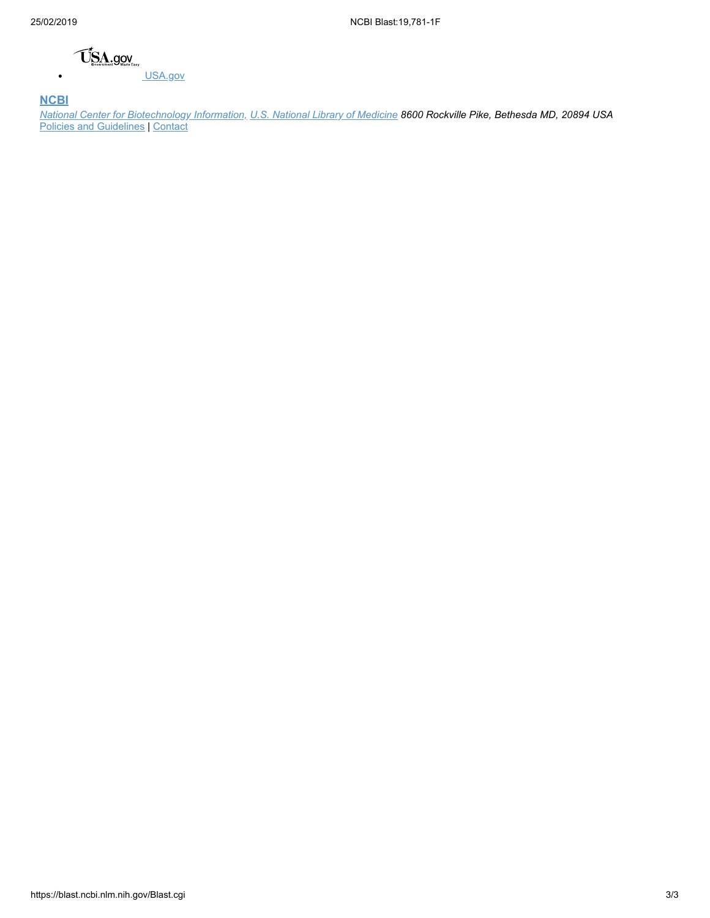- USA.gov

**NCBI**

*National Center for Biotechnology Information, U.S. National Library of Medicine 8600 Rockville Pike, Bethesda MD, 20894 USA*
Policies and Guidelines | Contact